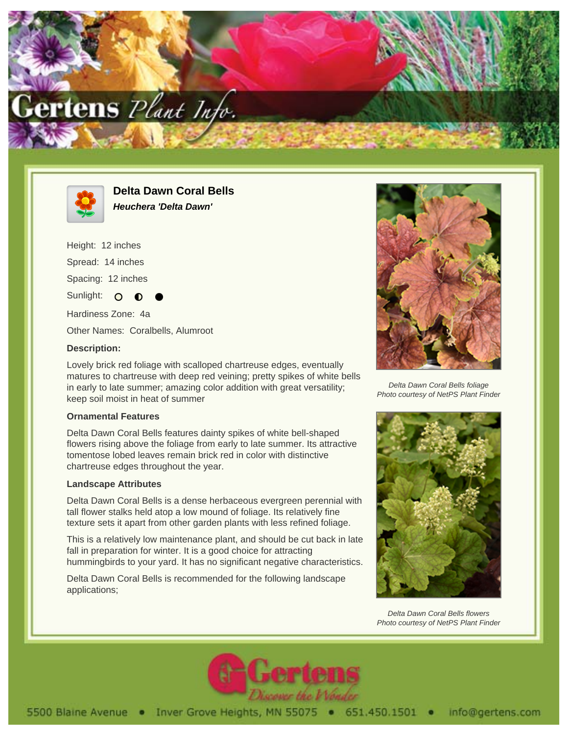# Delta Dawn Coral Bells

***Heuchera 'Delta Dawn'***

Height: 12 inches

Spread: 14 inches

Spacing: 12 inches

Sunlight: ○ ◐ ●

Hardiness Zone: 4a

Other Names: Coralbells, Alumroot

**Description:**

Lovely brick red foliage with scalloped chartreuse edges, eventually matures to chartreuse with deep red veining; pretty spikes of white bells in early to late summer; amazing color addition with great versatility; keep soil moist in heat of summer

*Delta Dawn Coral Bells foliage*
*Photo courtesy of NetPS Plant Finder*

**Ornamental Features**

Delta Dawn Coral Bells features dainty spikes of white bell-shaped flowers rising above the foliage from early to late summer. Its attractive tomentose lobed leaves remain brick red in color with distinctive chartreuse edges throughout the year.

**Landscape Attributes**

Delta Dawn Coral Bells is a dense herbaceous evergreen perennial with tall flower stalks held atop a low mound of foliage. Its relatively fine texture sets it apart from other garden plants with less refined foliage.

This is a relatively low maintenance plant, and should be cut back in late fall in preparation for winter. It is a good choice for attracting hummingbirds to your yard. It has no significant negative characteristics.

Delta Dawn Coral Bells is recommended for the following landscape applications;

*Delta Dawn Coral Bells flowers*
*Photo courtesy of NetPS Plant Finder*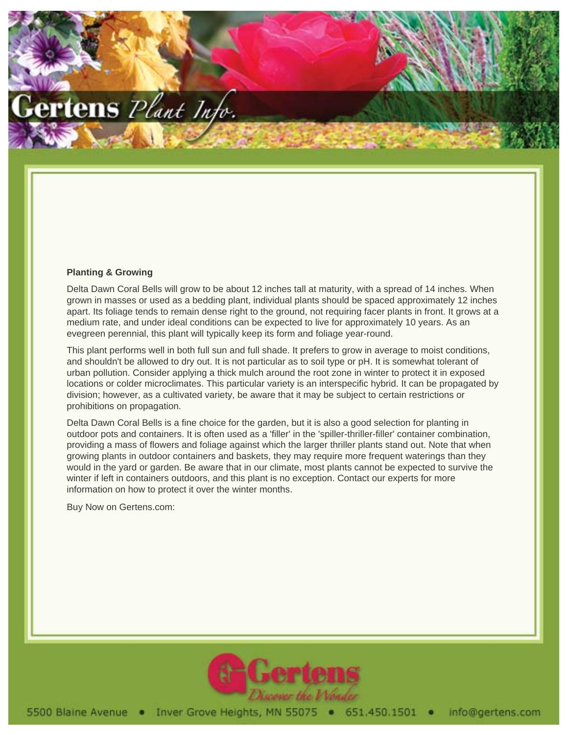**Planting & Growing**

Delta Dawn Coral Bells will grow to be about 12 inches tall at maturity, with a spread of 14 inches. When grown in masses or used as a bedding plant, individual plants should be spaced approximately 12 inches apart. Its foliage tends to remain dense right to the ground, not requiring facer plants in front. It grows at a medium rate, and under ideal conditions can be expected to live for approximately 10 years. As an evegreen perennial, this plant will typically keep its form and foliage year-round.

This plant performs well in both full sun and full shade. It prefers to grow in average to moist conditions, and shouldn't be allowed to dry out. It is not particular as to soil type or pH. It is somewhat tolerant of urban pollution. Consider applying a thick mulch around the root zone in winter to protect it in exposed locations or colder microclimates. This particular variety is an interspecific hybrid. It can be propagated by division; however, as a cultivated variety, be aware that it may be subject to certain restrictions or prohibitions on propagation.

Delta Dawn Coral Bells is a fine choice for the garden, but it is also a good selection for planting in outdoor pots and containers. It is often used as a 'filler' in the 'spiller-thriller-filler' container combination, providing a mass of flowers and foliage against which the larger thriller plants stand out. Note that when growing plants in outdoor containers and baskets, they may require more frequent waterings than they would in the yard or garden. Be aware that in our climate, most plants cannot be expected to survive the winter if left in containers outdoors, and this plant is no exception. Contact our experts for more information on how to protect it over the winter months.

Buy Now on Gertens.com:

5500 Blaine Avenue • Inver Grove Heights, MN 55075 • 651.450.1501 • info@gertens.com